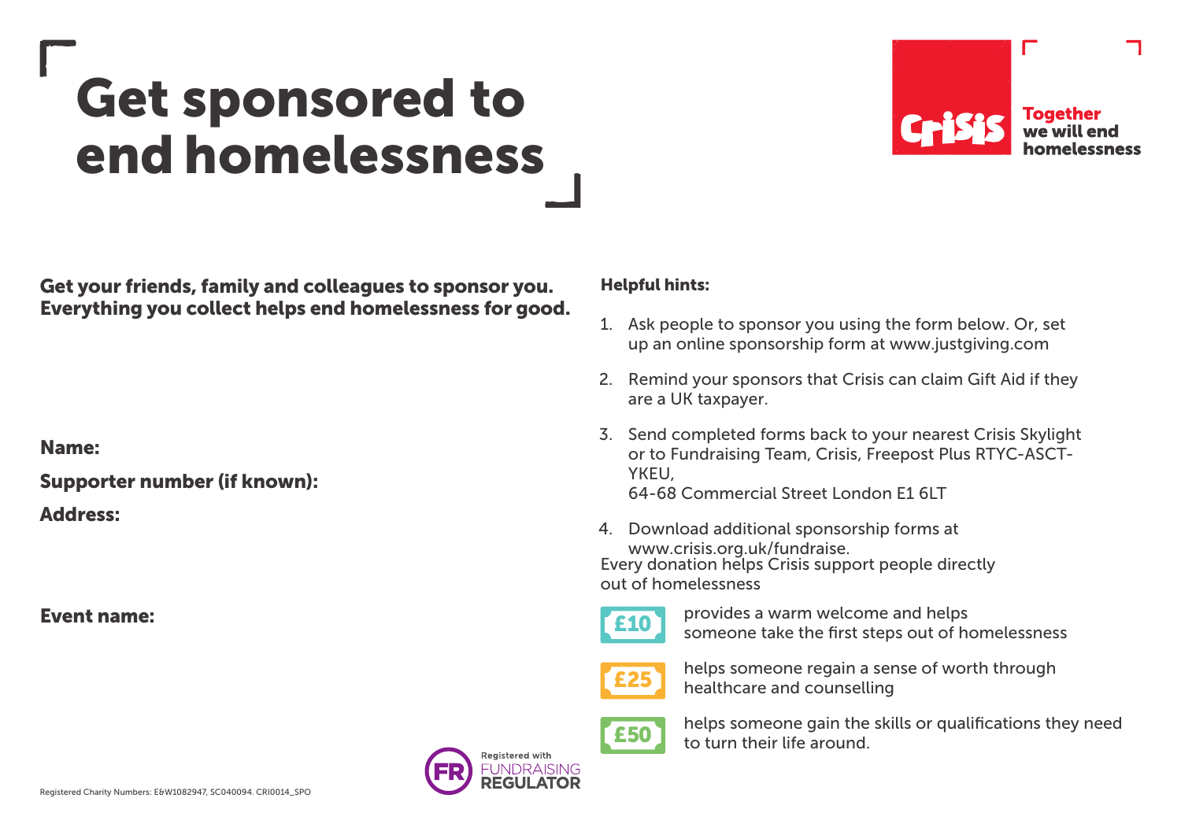# Get sponsored to end homelessness

Crisis

**Together we will end homelessness**

**Get your friends, family and colleagues to sponsor you. Everything you collect helps end homelessness for good.**

**Name:**

**Supporter number (if known):**

**Address:**

**Event name:**

**Helpful hints:**

1. Ask people to sponsor you using the form below. Or, set up an online sponsorship form at www.justgiving.com
2. Remind your sponsors that Crisis can claim Gift Aid if they are a UK taxpayer.
3. Send completed forms back to your nearest Crisis Skylight or to Fundraising Team, Crisis, Freepost Plus RTYC-ASCT-YKEU,
   64-68 Commercial Street London E1 6LT
4. Download additional sponsorship forms at www.crisis.org.uk/fundraise.

Every donation helps Crisis support people directly out of homelessness

**£10** provides a warm welcome and helps someone take the first steps out of homelessness

**£25** helps someone regain a sense of worth through healthcare and counselling

**£50** helps someone gain the skills or qualifications they need to turn their life around.

Registered with FUNDRAISING REGULATOR

Registered Charity Numbers: E&W1082947, SC040094. CRI0014_SPO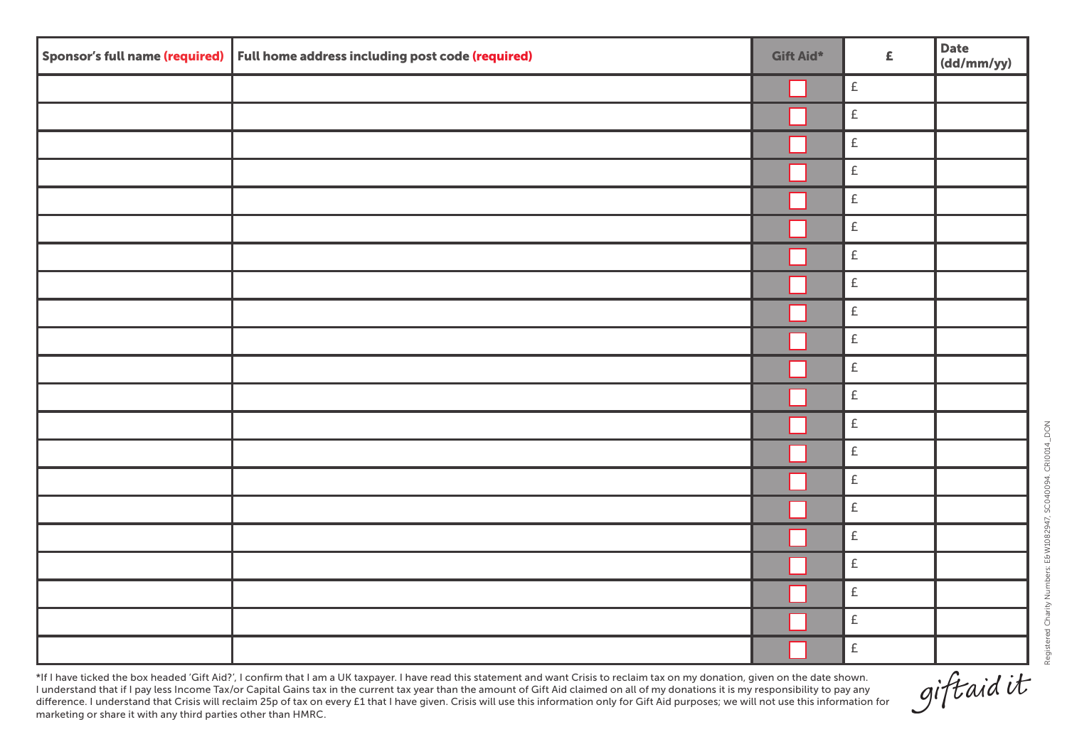| Sponsor's full name (required) | Full home address including post code (required) | Gift Aid* | £ | Date (dd/mm/yy) |
|---|---|---|---|---|
| | | ☐ | £ | |
| | | ☐ | £ | |
| | | ☐ | £ | |
| | | ☐ | £ | |
| | | ☐ | £ | |
| | | ☐ | £ | |
| | | ☐ | £ | |
| | | ☐ | £ | |
| | | ☐ | £ | |
| | | ☐ | £ | |
| | | ☐ | £ | |
| | | ☐ | £ | |
| | | ☐ | £ | |
| | | ☐ | £ | |
| | | ☐ | £ | |
| | | ☐ | £ | |
| | | ☐ | £ | |
| | | ☐ | £ | |
| | | ☐ | £ | |
| | | ☐ | £ | |
| | | ☐ | £ | |

*If I have ticked the box headed 'Gift Aid?', I confirm that I am a UK taxpayer. I have read this statement and want Crisis to reclaim tax on my donation, given on the date shown. I understand that if I pay less Income Tax/or Capital Gains tax in the current tax year than the amount of Gift Aid claimed on all of my donations it is my responsibility to pay any difference. I understand that Crisis will reclaim 25p of tax on every £1 that I have given. Crisis will use this information only for Gift Aid purposes; we will not use this information for marketing or share it with any third parties other than HMRC.

giftaid it

Registered Charity Numbers: E&W1082947, SC040094. CRI0014_DON